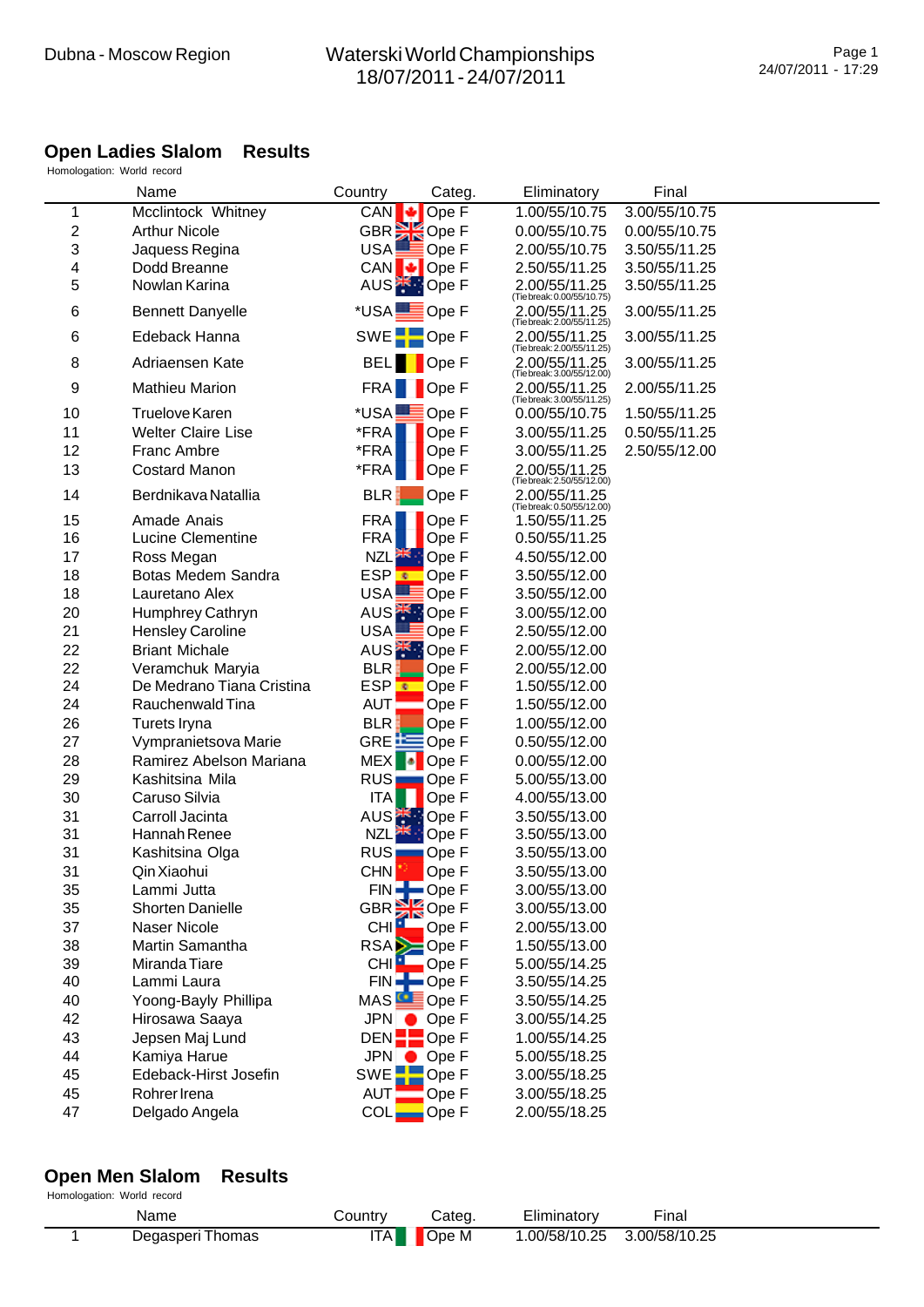Dubna - Moscow Region

# Waterski World Championships
18/07/2011 - 24/07/2011

24/07/2011 - 17:29

## Open Ladies Slalom Results

Homologation: World record

| | Name | Country | Categ. | Eliminatory | Final |
|---|---|---|---|---|---|
| 1 | Mcclintock Whitney | CAN | Ope F | 1.00/55/10.75 | 3.00/55/10.75 |
| 2 | Arthur Nicole | GBR | Ope F | 0.00/55/10.75 | 0.00/55/10.75 |
| 3 | Jaquess Regina | USA | Ope F | 2.00/55/10.75 | 3.50/55/11.25 |
| 4 | Dodd Breanne | CAN | Ope F | 2.50/55/11.25 | 3.50/55/11.25 |
| 5 | Nowlan Karina | AUS | Ope F | 2.00/55/11.25 (Tie break: 0.00/55/10.75) | 3.50/55/11.25 |
| 6 | Bennett Danyelle | *USA | Ope F | 2.00/55/11.25 (Tie break: 2.00/55/11.25) | 3.00/55/11.25 |
| 6 | Edeback Hanna | SWE | Ope F | 2.00/55/11.25 (Tie break: 2.00/55/11.25) | 3.00/55/11.25 |
| 8 | Adriaensen Kate | BEL | Ope F | 2.00/55/11.25 (Tie break: 3.00/55/12.00) | 3.00/55/11.25 |
| 9 | Mathieu Marion | FRA | Ope F | 2.00/55/11.25 (Tie break: 3.00/55/11.25) | 2.00/55/11.25 |
| 10 | Truelove Karen | *USA | Ope F | 0.00/55/10.75 | 1.50/55/11.25 |
| 11 | Welter Claire Lise | *FRA | Ope F | 3.00/55/11.25 | 0.50/55/11.25 |
| 12 | Franc Ambre | *FRA | Ope F | 3.00/55/11.25 | 2.50/55/12.00 |
| 13 | Costard Manon | *FRA | Ope F | 2.00/55/11.25 (Tie break: 2.50/55/12.00) | |
| 14 | Berdnikava Natallia | BLR | Ope F | 2.00/55/11.25 (Tie break: 0.50/55/12.00) | |
| 15 | Amade Anais | FRA | Ope F | 1.50/55/11.25 | |
| 16 | Lucine Clementine | FRA | Ope F | 0.50/55/11.25 | |
| 17 | Ross Megan | NZL | Ope F | 4.50/55/12.00 | |
| 18 | Botas Medem Sandra | ESP | Ope F | 3.50/55/12.00 | |
| 18 | Lauretano Alex | USA | Ope F | 3.50/55/12.00 | |
| 20 | Humphrey Cathryn | AUS | Ope F | 3.00/55/12.00 | |
| 21 | Hensley Caroline | USA | Ope F | 2.50/55/12.00 | |
| 22 | Briant Michale | AUS | Ope F | 2.00/55/12.00 | |
| 22 | Veramchuk Maryia | BLR | Ope F | 2.00/55/12.00 | |
| 24 | De Medrano Tiana Cristina | ESP | Ope F | 1.50/55/12.00 | |
| 24 | Rauchenwald Tina | AUT | Ope F | 1.50/55/12.00 | |
| 26 | Turets Iryna | BLR | Ope F | 1.00/55/12.00 | |
| 27 | Vympranietsova Marie | GRE | Ope F | 0.50/55/12.00 | |
| 28 | Ramirez Abelson Mariana | MEX | Ope F | 0.00/55/12.00 | |
| 29 | Kashitsina Mila | RUS | Ope F | 5.00/55/13.00 | |
| 30 | Caruso Silvia | ITA | Ope F | 4.00/55/13.00 | |
| 31 | Carroll Jacinta | AUS | Ope F | 3.50/55/13.00 | |
| 31 | Hannah Renee | NZL | Ope F | 3.50/55/13.00 | |
| 31 | Kashitsina Olga | RUS | Ope F | 3.50/55/13.00 | |
| 31 | Qin Xiaohui | CHN | Ope F | 3.50/55/13.00 | |
| 35 | Lammi Jutta | FIN | Ope F | 3.00/55/13.00 | |
| 35 | Shorten Danielle | GBR | Ope F | 3.00/55/13.00 | |
| 37 | Naser Nicole | CHI | Ope F | 2.00/55/13.00 | |
| 38 | Martin Samantha | RSA | Ope F | 1.50/55/13.00 | |
| 39 | Miranda Tiare | CHI | Ope F | 5.00/55/14.25 | |
| 40 | Lammi Laura | FIN | Ope F | 3.50/55/14.25 | |
| 40 | Yoong-Bayly Phillipa | MAS | Ope F | 3.50/55/14.25 | |
| 42 | Hirosawa Saaya | JPN | Ope F | 3.00/55/14.25 | |
| 43 | Jepsen Maj Lund | DEN | Ope F | 1.00/55/14.25 | |
| 44 | Kamiya Harue | JPN | Ope F | 5.00/55/18.25 | |
| 45 | Edeback-Hirst Josefin | SWE | Ope F | 3.00/55/18.25 | |
| 45 | Rohrer Irena | AUT | Ope F | 3.00/55/18.25 | |
| 47 | Delgado Angela | COL | Ope F | 2.00/55/18.25 | |

## Open Men Slalom Results

Homologation: World record

| | Name | Country | Categ. | Eliminatory | Final |
|---|---|---|---|---|---|
| 1 | Degasperi Thomas | ITA | Ope M | 1.00/58/10.25 | 3.00/58/10.25 |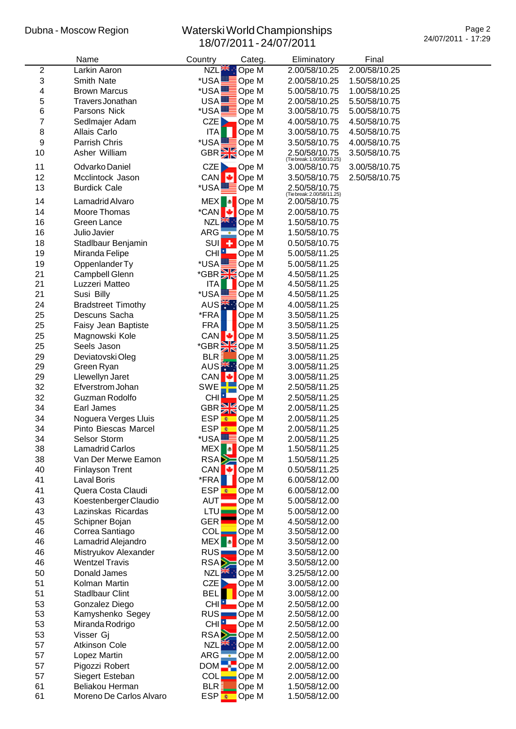Dubna - Moscow Region

# Waterski World Championships
18/07/2011 - 24/07/2011

24/07/2011 - 17:29

| | Name | Country | Categ. | Eliminatory | Final |
|---|---|---|---|---|---|
| 2 | Larkin Aaron | NZL | Ope M | 2.00/58/10.25 | 2.00/58/10.25 |
| 3 | Smith Nate | *USA | Ope M | 2.00/58/10.25 | 1.50/58/10.25 |
| 4 | Brown Marcus | *USA | Ope M | 5.00/58/10.75 | 1.00/58/10.25 |
| 5 | Travers Jonathan | USA | Ope M | 2.00/58/10.25 | 5.50/58/10.75 |
| 6 | Parsons Nick | *USA | Ope M | 3.00/58/10.75 | 5.00/58/10.75 |
| 7 | Sedlmajer Adam | CZE | Ope M | 4.00/58/10.75 | 4.50/58/10.75 |
| 8 | Allais Carlo | ITA | Ope M | 3.00/58/10.75 | 4.50/58/10.75 |
| 9 | Parrish Chris | *USA | Ope M | 3.50/58/10.75 | 4.00/58/10.75 |
| 10 | Asher William | GBR | Ope M | 2.50/58/10.75 (Tie break: 1.00/58/10.25) | 3.50/58/10.75 |
| 11 | Odvarko Daniel | CZE | Ope M | 3.00/58/10.75 | 3.00/58/10.75 |
| 12 | Mcclintock Jason | CAN | Ope M | 3.50/58/10.75 | 2.50/58/10.75 |
| 13 | Burdick Cale | *USA | Ope M | 2.50/58/10.75 (Tie break: 2.00/58/11.25) | |
| 14 | Lamadrid Alvaro | MEX | Ope M | 2.00/58/10.75 | |
| 14 | Moore Thomas | *CAN | Ope M | 2.00/58/10.75 | |
| 16 | Green Lance | NZL | Ope M | 1.50/58/10.75 | |
| 16 | Julio Javier | ARG | Ope M | 1.50/58/10.75 | |
| 18 | Stadlbaur Benjamin | SUI | Ope M | 0.50/58/10.75 | |
| 19 | Miranda Felipe | CHI | Ope M | 5.00/58/11.25 | |
| 19 | Oppenlander Ty | *USA | Ope M | 5.00/58/11.25 | |
| 21 | Campbell Glenn | *GBR | Ope M | 4.50/58/11.25 | |
| 21 | Luzzeri Matteo | ITA | Ope M | 4.50/58/11.25 | |
| 21 | Susi Billy | *USA | Ope M | 4.50/58/11.25 | |
| 24 | Bradstreet Timothy | AUS | Ope M | 4.00/58/11.25 | |
| 25 | Descuns Sacha | *FRA | Ope M | 3.50/58/11.25 | |
| 25 | Faisy Jean Baptiste | FRA | Ope M | 3.50/58/11.25 | |
| 25 | Magnowski Kole | CAN | Ope M | 3.50/58/11.25 | |
| 25 | Seels Jason | *GBR | Ope M | 3.50/58/11.25 | |
| 29 | Deviatovski Oleg | BLR | Ope M | 3.00/58/11.25 | |
| 29 | Green Ryan | AUS | Ope M | 3.00/58/11.25 | |
| 29 | Llewellyn Jaret | CAN | Ope M | 3.00/58/11.25 | |
| 32 | Efverstrom Johan | SWE | Ope M | 2.50/58/11.25 | |
| 32 | Guzman Rodolfo | CHI | Ope M | 2.50/58/11.25 | |
| 34 | Earl James | GBR | Ope M | 2.00/58/11.25 | |
| 34 | Noguera Verges Lluis | ESP | Ope M | 2.00/58/11.25 | |
| 34 | Pinto Biescas Marcel | ESP | Ope M | 2.00/58/11.25 | |
| 34 | Selsor Storm | *USA | Ope M | 2.00/58/11.25 | |
| 38 | Lamadrid Carlos | MEX | Ope M | 1.50/58/11.25 | |
| 38 | Van Der Merwe Eamon | RSA | Ope M | 1.50/58/11.25 | |
| 40 | Finlayson Trent | CAN | Ope M | 0.50/58/11.25 | |
| 41 | Laval Boris | *FRA | Ope M | 6.00/58/12.00 | |
| 41 | Quera Costa Claudi | ESP | Ope M | 6.00/58/12.00 | |
| 43 | Koestenberger Claudio | AUT | Ope M | 5.00/58/12.00 | |
| 43 | Lazinskas Ricardas | LTU | Ope M | 5.00/58/12.00 | |
| 45 | Schipner Bojan | GER | Ope M | 4.50/58/12.00 | |
| 46 | Correa Santiago | COL | Ope M | 3.50/58/12.00 | |
| 46 | Lamadrid Alejandro | MEX | Ope M | 3.50/58/12.00 | |
| 46 | Mistryukov Alexander | RUS | Ope M | 3.50/58/12.00 | |
| 46 | Wentzel Travis | RSA | Ope M | 3.50/58/12.00 | |
| 50 | Donald James | NZL | Ope M | 3.25/58/12.00 | |
| 51 | Kolman Martin | CZE | Ope M | 3.00/58/12.00 | |
| 51 | Stadlbaur Clint | BEL | Ope M | 3.00/58/12.00 | |
| 53 | Gonzalez Diego | CHI | Ope M | 2.50/58/12.00 | |
| 53 | Kamyshenko Segey | RUS | Ope M | 2.50/58/12.00 | |
| 53 | Miranda Rodrigo | CHI | Ope M | 2.50/58/12.00 | |
| 53 | Visser Gj | RSA | Ope M | 2.50/58/12.00 | |
| 57 | Atkinson Cole | NZL | Ope M | 2.00/58/12.00 | |
| 57 | Lopez Martin | ARG | Ope M | 2.00/58/12.00 | |
| 57 | Pigozzi Robert | DOM | Ope M | 2.00/58/12.00 | |
| 57 | Siegert Esteban | COL | Ope M | 2.00/58/12.00 | |
| 61 | Beliakou Herman | BLR | Ope M | 1.50/58/12.00 | |
| 61 | Moreno De Carlos Alvaro | ESP | Ope M | 1.50/58/12.00 | |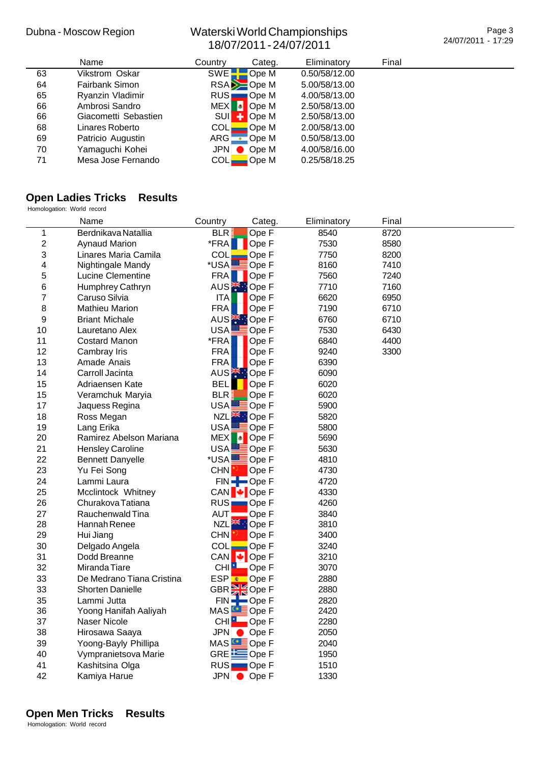| | Name | Country | Categ. | Eliminatory | Final |
|---|---|---|---|---|---|
| 63 | Vikstrom Oskar | SWE | Ope M | 0.50/58/12.00 | |
| 64 | Fairbank Simon | RSA | Ope M | 5.00/58/13.00 | |
| 65 | Ryanzin Vladimir | RUS | Ope M | 4.00/58/13.00 | |
| 66 | Ambrosi Sandro | MEX | Ope M | 2.50/58/13.00 | |
| 66 | Giacometti Sebastien | SUI | Ope M | 2.50/58/13.00 | |
| 68 | Linares Roberto | COL | Ope M | 2.00/58/13.00 | |
| 69 | Patricio Augustin | ARG | Ope M | 0.50/58/13.00 | |
| 70 | Yamaguchi Kohei | JPN | Ope M | 4.00/58/16.00 | |
| 71 | Mesa Jose Fernando | COL | Ope M | 0.25/58/18.25 | |

## Open Ladies Tricks Results

Homologation: World record

| | Name | Country | Categ. | Eliminatory | Final |
|---|---|---|---|---|---|
| 1 | Berdnikava Natallia | BLR | Ope F | 8540 | 8720 |
| 2 | Aynaud Marion | *FRA | Ope F | 7530 | 8580 |
| 3 | Linares Maria Camila | COL | Ope F | 7750 | 8200 |
| 4 | Nightingale Mandy | *USA | Ope F | 8160 | 7410 |
| 5 | Lucine Clementine | FRA | Ope F | 7560 | 7240 |
| 6 | Humphrey Cathryn | AUS | Ope F | 7710 | 7160 |
| 7 | Caruso Silvia | ITA | Ope F | 6620 | 6950 |
| 8 | Mathieu Marion | FRA | Ope F | 7190 | 6710 |
| 9 | Briant Michale | AUS | Ope F | 6760 | 6710 |
| 10 | Lauretano Alex | USA | Ope F | 7530 | 6430 |
| 11 | Costard Manon | *FRA | Ope F | 6840 | 4400 |
| 12 | Cambray Iris | FRA | Ope F | 9240 | 3300 |
| 13 | Amade Anais | FRA | Ope F | 6390 | |
| 14 | Carroll Jacinta | AUS | Ope F | 6090 | |
| 15 | Adriaensen Kate | BEL | Ope F | 6020 | |
| 15 | Veramchuk Maryia | BLR | Ope F | 6020 | |
| 17 | Jaquess Regina | USA | Ope F | 5900 | |
| 18 | Ross Megan | NZL | Ope F | 5820 | |
| 19 | Lang Erika | USA | Ope F | 5800 | |
| 20 | Ramirez Abelson Mariana | MEX | Ope F | 5690 | |
| 21 | Hensley Caroline | USA | Ope F | 5630 | |
| 22 | Bennett Danyelle | *USA | Ope F | 4810 | |
| 23 | Yu Fei Song | CHN | Ope F | 4730 | |
| 24 | Lammi Laura | FIN | Ope F | 4720 | |
| 25 | Mcclintock Whitney | CAN | Ope F | 4330 | |
| 26 | Churakova Tatiana | RUS | Ope F | 4260 | |
| 27 | Rauchenwald Tina | AUT | Ope F | 3840 | |
| 28 | Hannah Renee | NZL | Ope F | 3810 | |
| 29 | Hui Jiang | CHN | Ope F | 3400 | |
| 30 | Delgado Angela | COL | Ope F | 3240 | |
| 31 | Dodd Breanne | CAN | Ope F | 3210 | |
| 32 | Miranda Tiare | CHI | Ope F | 3070 | |
| 33 | De Medrano Tiana Cristina | ESP | Ope F | 2880 | |
| 33 | Shorten Danielle | GBR | Ope F | 2880 | |
| 35 | Lammi Jutta | FIN | Ope F | 2820 | |
| 36 | Yoong Hanifah Aaliyah | MAS | Ope F | 2420 | |
| 37 | Naser Nicole | CHI | Ope F | 2280 | |
| 38 | Hirosawa Saaya | JPN | Ope F | 2050 | |
| 39 | Yoong-Bayly Phillipa | MAS | Ope F | 2040 | |
| 40 | Vympranietsova Marie | GRE | Ope F | 1950 | |
| 41 | Kashitsina Olga | RUS | Ope F | 1510 | |
| 42 | Kamiya Harue | JPN | Ope F | 1330 | |

## Open Men Tricks Results

Homologation: World record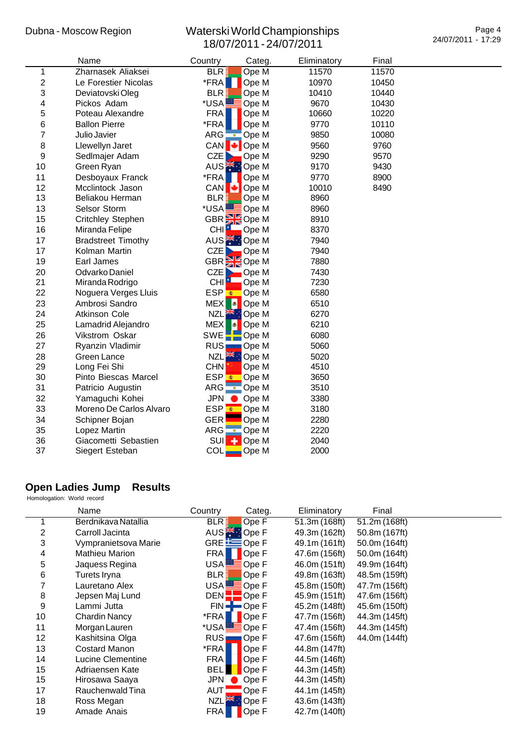| | Name | Country | Categ. | Eliminatory | Final |
|---|---|---|---|---|---|
| 1 | Zharnasek Aliaksei | BLR | Ope M | 11570 | 11570 |
| 2 | Le Forestier Nicolas | *FRA | Ope M | 10970 | 10450 |
| 3 | Deviatovski Oleg | BLR | Ope M | 10410 | 10440 |
| 4 | Pickos Adam | *USA | Ope M | 9670 | 10430 |
| 5 | Poteau Alexandre | FRA | Ope M | 10660 | 10220 |
| 6 | Ballon Pierre | *FRA | Ope M | 9770 | 10110 |
| 7 | Julio Javier | ARG | Ope M | 9850 | 10080 |
| 8 | Llewellyn Jaret | CAN | Ope M | 9560 | 9760 |
| 9 | Sedlmajer Adam | CZE | Ope M | 9290 | 9570 |
| 10 | Green Ryan | AUS | Ope M | 9170 | 9430 |
| 11 | Desboyaux Franck | *FRA | Ope M | 9770 | 8900 |
| 12 | Mcclintock Jason | CAN | Ope M | 10010 | 8490 |
| 13 | Beliakou Herman | BLR | Ope M | 8960 | |
| 13 | Selsor Storm | *USA | Ope M | 8960 | |
| 15 | Critchley Stephen | GBR | Ope M | 8910 | |
| 16 | Miranda Felipe | CHI | Ope M | 8370 | |
| 17 | Bradstreet Timothy | AUS | Ope M | 7940 | |
| 17 | Kolman Martin | CZE | Ope M | 7940 | |
| 19 | Earl James | GBR | Ope M | 7880 | |
| 20 | Odvarko Daniel | CZE | Ope M | 7430 | |
| 21 | Miranda Rodrigo | CHI | Ope M | 7230 | |
| 22 | Noguera Verges Lluis | ESP | Ope M | 6580 | |
| 23 | Ambrosi Sandro | MEX | Ope M | 6510 | |
| 24 | Atkinson Cole | NZL | Ope M | 6270 | |
| 25 | Lamadrid Alejandro | MEX | Ope M | 6210 | |
| 26 | Vikstrom Oskar | SWE | Ope M | 6080 | |
| 27 | Ryanzin Vladimir | RUS | Ope M | 5060 | |
| 28 | Green Lance | NZL | Ope M | 5020 | |
| 29 | Long Fei Shi | CHN | Ope M | 4510 | |
| 30 | Pinto Biescas Marcel | ESP | Ope M | 3650 | |
| 31 | Patricio Augustin | ARG | Ope M | 3510 | |
| 32 | Yamaguchi Kohei | JPN | Ope M | 3380 | |
| 33 | Moreno De Carlos Alvaro | ESP | Ope M | 3180 | |
| 34 | Schipner Bojan | GER | Ope M | 2280 | |
| 35 | Lopez Martin | ARG | Ope M | 2220 | |
| 36 | Giacometti Sebastien | SUI | Ope M | 2040 | |
| 37 | Siegert Esteban | COL | Ope M | 2000 | |

## Open Ladies Jump Results

Homologation: World record

| | Name | Country | Categ. | Eliminatory | Final |
|---|---|---|---|---|---|
| 1 | Berdnikava Natallia | BLR | Ope F | 51.3m (168ft) | 51.2m (168ft) |
| 2 | Carroll Jacinta | AUS | Ope F | 49.3m (162ft) | 50.8m (167ft) |
| 3 | Vympranietsova Marie | GRE | Ope F | 49.1m (161ft) | 50.0m (164ft) |
| 4 | Mathieu Marion | FRA | Ope F | 47.6m (156ft) | 50.0m (164ft) |
| 5 | Jaquess Regina | USA | Ope F | 46.0m (151ft) | 49.9m (164ft) |
| 6 | Turets Iryna | BLR | Ope F | 49.8m (163ft) | 48.5m (159ft) |
| 7 | Lauretano Alex | USA | Ope F | 45.8m (150ft) | 47.7m (156ft) |
| 8 | Jepsen Maj Lund | DEN | Ope F | 45.9m (151ft) | 47.6m (156ft) |
| 9 | Lammi Jutta | FIN | Ope F | 45.2m (148ft) | 45.6m (150ft) |
| 10 | Chardin Nancy | *FRA | Ope F | 47.7m (156ft) | 44.3m (145ft) |
| 11 | Morgan Lauren | *USA | Ope F | 47.4m (156ft) | 44.3m (145ft) |
| 12 | Kashitsina Olga | RUS | Ope F | 47.6m (156ft) | 44.0m (144ft) |
| 13 | Costard Manon | *FRA | Ope F | 44.8m (147ft) | |
| 14 | Lucine Clementine | FRA | Ope F | 44.5m (146ft) | |
| 15 | Adriaensen Kate | BEL | Ope F | 44.3m (145ft) | |
| 15 | Hirosawa Saaya | JPN | Ope F | 44.3m (145ft) | |
| 17 | Rauchenwald Tina | AUT | Ope F | 44.1m (145ft) | |
| 18 | Ross Megan | NZL | Ope F | 43.6m (143ft) | |
| 19 | Amade Anais | FRA | Ope F | 42.7m (140ft) | |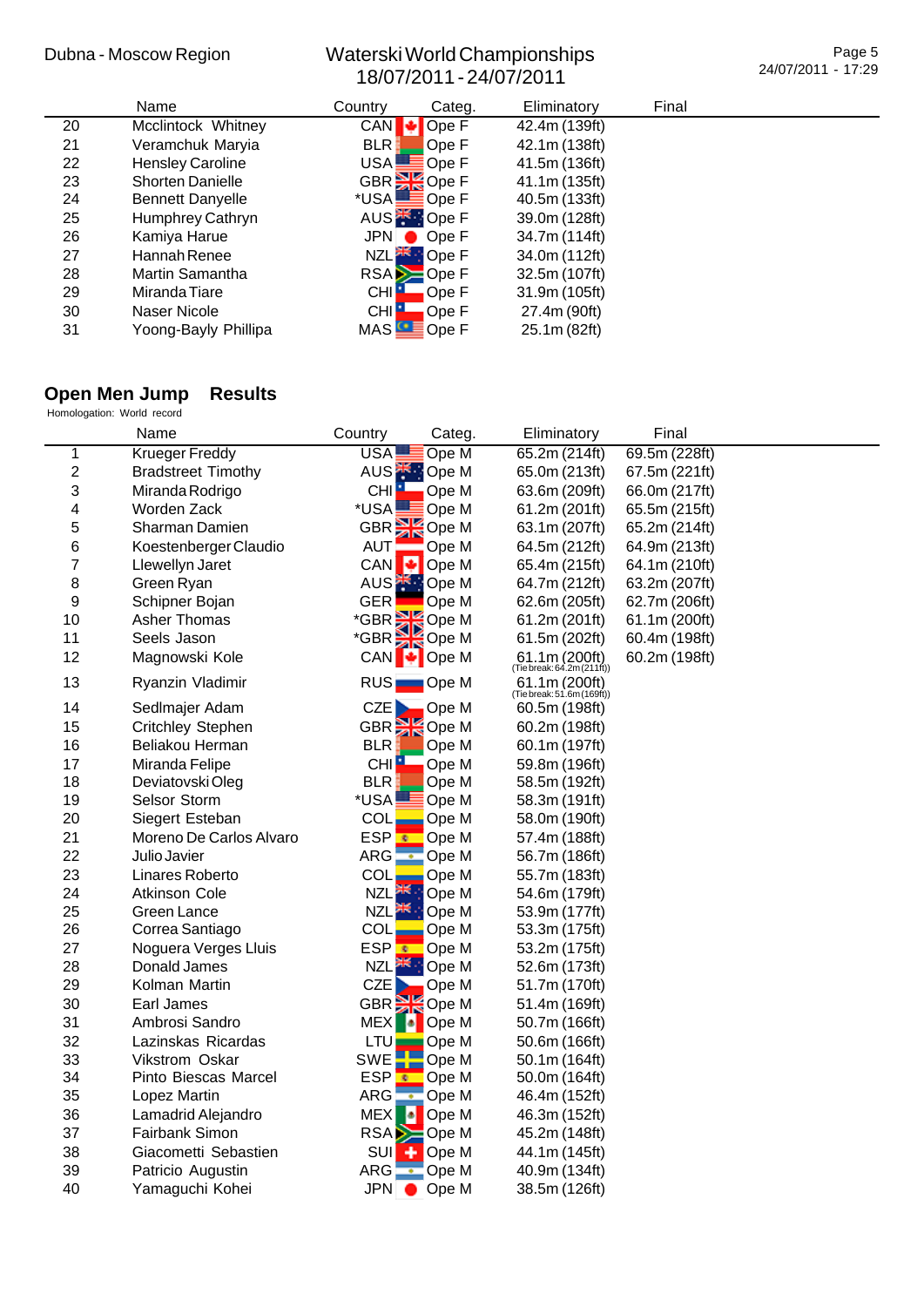| | Name | Country | Categ. | Eliminatory | Final |
|---|---|---|---|---|---|
| 20 | Mcclintock Whitney | CAN | Ope F | 42.4m (139ft) | |
| 21 | Veramchuk Maryia | BLR | Ope F | 42.1m (138ft) | |
| 22 | Hensley Caroline | USA | Ope F | 41.5m (136ft) | |
| 23 | Shorten Danielle | GBR | Ope F | 41.1m (135ft) | |
| 24 | Bennett Danyelle | *USA | Ope F | 40.5m (133ft) | |
| 25 | Humphrey Cathryn | AUS | Ope F | 39.0m (128ft) | |
| 26 | Kamiya Harue | JPN | Ope F | 34.7m (114ft) | |
| 27 | Hannah Renee | NZL | Ope F | 34.0m (112ft) | |
| 28 | Martin Samantha | RSA | Ope F | 32.5m (107ft) | |
| 29 | Miranda Tiare | CHI | Ope F | 31.9m (105ft) | |
| 30 | Naser Nicole | CHI | Ope F | 27.4m (90ft) | |
| 31 | Yoong-Bayly Phillipa | MAS | Ope F | 25.1m (82ft) | |

## Open Men Jump Results

Homologation: World record

| | Name | Country | Categ. | Eliminatory | Final |
|---|---|---|---|---|---|
| 1 | Krueger Freddy | USA | Ope M | 65.2m (214ft) | 69.5m (228ft) |
| 2 | Bradstreet Timothy | AUS | Ope M | 65.0m (213ft) | 67.5m (221ft) |
| 3 | Miranda Rodrigo | CHI | Ope M | 63.6m (209ft) | 66.0m (217ft) |
| 4 | Worden Zack | *USA | Ope M | 61.2m (201ft) | 65.5m (215ft) |
| 5 | Sharman Damien | GBR | Ope M | 63.1m (207ft) | 65.2m (214ft) |
| 6 | Koestenberger Claudio | AUT | Ope M | 64.5m (212ft) | 64.9m (213ft) |
| 7 | Llewellyn Jaret | CAN | Ope M | 65.4m (215ft) | 64.1m (210ft) |
| 8 | Green Ryan | AUS | Ope M | 64.7m (212ft) | 63.2m (207ft) |
| 9 | Schipner Bojan | GER | Ope M | 62.6m (205ft) | 62.7m (206ft) |
| 10 | Asher Thomas | *GBR | Ope M | 61.2m (201ft) | 61.1m (200ft) |
| 11 | Seels Jason | *GBR | Ope M | 61.5m (202ft) | 60.4m (198ft) |
| 12 | Magnowski Kole | CAN | Ope M | 61.1m (200ft) (Tie break: 64.2m (211ft)) | 60.2m (198ft) |
| 13 | Ryanzin Vladimir | RUS | Ope M | 61.1m (200ft) (Tie break: 51.6m (169ft)) | |
| 14 | Sedlmajer Adam | CZE | Ope M | 60.5m (198ft) | |
| 15 | Critchley Stephen | GBR | Ope M | 60.2m (198ft) | |
| 16 | Beliakou Herman | BLR | Ope M | 60.1m (197ft) | |
| 17 | Miranda Felipe | CHI | Ope M | 59.8m (196ft) | |
| 18 | Deviatovski Oleg | BLR | Ope M | 58.5m (192ft) | |
| 19 | Selsor Storm | *USA | Ope M | 58.3m (191ft) | |
| 20 | Siegert Esteban | COL | Ope M | 58.0m (190ft) | |
| 21 | Moreno De Carlos Alvaro | ESP | Ope M | 57.4m (188ft) | |
| 22 | Julio Javier | ARG | Ope M | 56.7m (186ft) | |
| 23 | Linares Roberto | COL | Ope M | 55.7m (183ft) | |
| 24 | Atkinson Cole | NZL | Ope M | 54.6m (179ft) | |
| 25 | Green Lance | NZL | Ope M | 53.9m (177ft) | |
| 26 | Correa Santiago | COL | Ope M | 53.3m (175ft) | |
| 27 | Noguera Verges Lluis | ESP | Ope M | 53.2m (175ft) | |
| 28 | Donald James | NZL | Ope M | 52.6m (173ft) | |
| 29 | Kolman Martin | CZE | Ope M | 51.7m (170ft) | |
| 30 | Earl James | GBR | Ope M | 51.4m (169ft) | |
| 31 | Ambrosi Sandro | MEX | Ope M | 50.7m (166ft) | |
| 32 | Lazinskas Ricardas | LTU | Ope M | 50.6m (166ft) | |
| 33 | Vikstrom Oskar | SWE | Ope M | 50.1m (164ft) | |
| 34 | Pinto Biescas Marcel | ESP | Ope M | 50.0m (164ft) | |
| 35 | Lopez Martin | ARG | Ope M | 46.4m (152ft) | |
| 36 | Lamadrid Alejandro | MEX | Ope M | 46.3m (152ft) | |
| 37 | Fairbank Simon | RSA | Ope M | 45.2m (148ft) | |
| 38 | Giacometti Sebastien | SUI | Ope M | 44.1m (145ft) | |
| 39 | Patricio Augustin | ARG | Ope M | 40.9m (134ft) | |
| 40 | Yamaguchi Kohei | JPN | Ope M | 38.5m (126ft) | |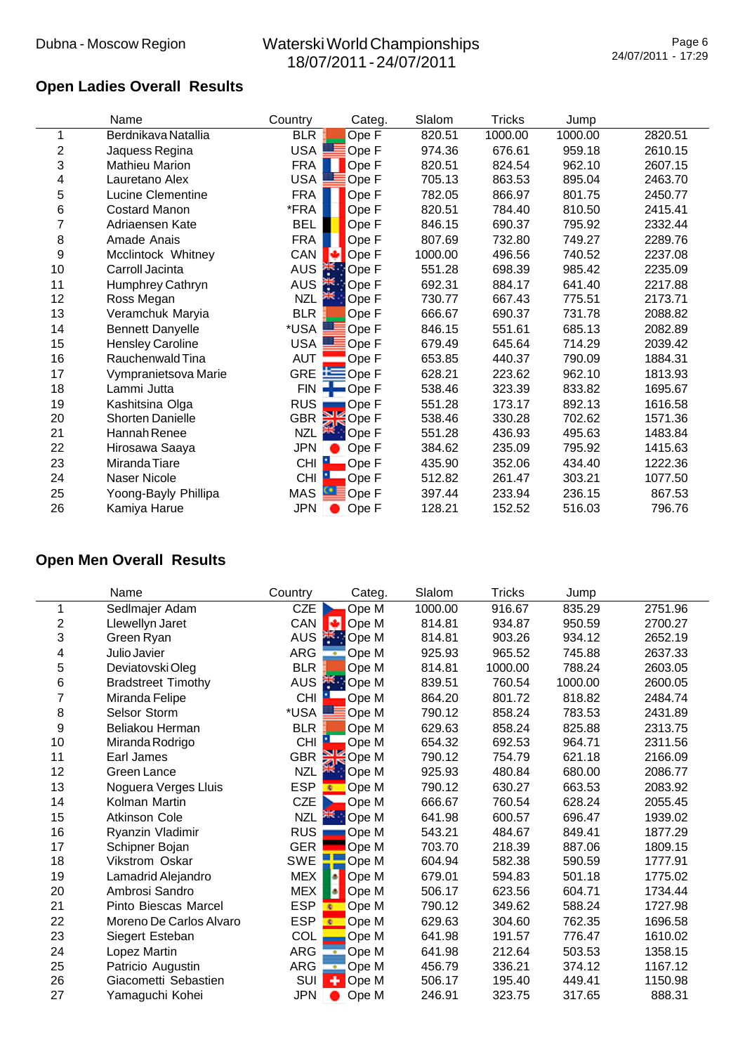Dubna - Moscow Region

# Waterski World Championships
18/07/2011 - 24/07/2011

## Open Ladies Overall Results

| | Name | Country | Categ. | Slalom | Tricks | Jump | |
|---|---|---|---|---|---|---|---|
| 1 | Berdnikava Natallia | BLR | Ope F | 820.51 | 1000.00 | 1000.00 | 2820.51 |
| 2 | Jaquess Regina | USA | Ope F | 974.36 | 676.61 | 959.18 | 2610.15 |
| 3 | Mathieu Marion | FRA | Ope F | 820.51 | 824.54 | 962.10 | 2607.15 |
| 4 | Lauretano Alex | USA | Ope F | 705.13 | 863.53 | 895.04 | 2463.70 |
| 5 | Lucine Clementine | FRA | Ope F | 782.05 | 866.97 | 801.75 | 2450.77 |
| 6 | Costard Manon | *FRA | Ope F | 820.51 | 784.40 | 810.50 | 2415.41 |
| 7 | Adriaensen Kate | BEL | Ope F | 846.15 | 690.37 | 795.92 | 2332.44 |
| 8 | Amade Anais | FRA | Ope F | 807.69 | 732.80 | 749.27 | 2289.76 |
| 9 | Mcclintock Whitney | CAN | Ope F | 1000.00 | 496.56 | 740.52 | 2237.08 |
| 10 | Carroll Jacinta | AUS | Ope F | 551.28 | 698.39 | 985.42 | 2235.09 |
| 11 | Humphrey Cathryn | AUS | Ope F | 692.31 | 884.17 | 641.40 | 2217.88 |
| 12 | Ross Megan | NZL | Ope F | 730.77 | 667.43 | 775.51 | 2173.71 |
| 13 | Veramchuk Maryia | BLR | Ope F | 666.67 | 690.37 | 731.78 | 2088.82 |
| 14 | Bennett Danyelle | *USA | Ope F | 846.15 | 551.61 | 685.13 | 2082.89 |
| 15 | Hensley Caroline | USA | Ope F | 679.49 | 645.64 | 714.29 | 2039.42 |
| 16 | Rauchenwald Tina | AUT | Ope F | 653.85 | 440.37 | 790.09 | 1884.31 |
| 17 | Vympranietsova Marie | GRE | Ope F | 628.21 | 223.62 | 962.10 | 1813.93 |
| 18 | Lammi Jutta | FIN | Ope F | 538.46 | 323.39 | 833.82 | 1695.67 |
| 19 | Kashitsina Olga | RUS | Ope F | 551.28 | 173.17 | 892.13 | 1616.58 |
| 20 | Shorten Danielle | GBR | Ope F | 538.46 | 330.28 | 702.62 | 1571.36 |
| 21 | Hannah Renee | NZL | Ope F | 551.28 | 436.93 | 495.63 | 1483.84 |
| 22 | Hirosawa Saaya | JPN | Ope F | 384.62 | 235.09 | 795.92 | 1415.63 |
| 23 | Miranda Tiare | CHI | Ope F | 435.90 | 352.06 | 434.40 | 1222.36 |
| 24 | Naser Nicole | CHI | Ope F | 512.82 | 261.47 | 303.21 | 1077.50 |
| 25 | Yoong-Bayly Phillipa | MAS | Ope F | 397.44 | 233.94 | 236.15 | 867.53 |
| 26 | Kamiya Harue | JPN | Ope F | 128.21 | 152.52 | 516.03 | 796.76 |

## Open Men Overall Results

| | Name | Country | Categ. | Slalom | Tricks | Jump | |
|---|---|---|---|---|---|---|---|
| 1 | Sedlmajer Adam | CZE | Ope M | 1000.00 | 916.67 | 835.29 | 2751.96 |
| 2 | Llewellyn Jaret | CAN | Ope M | 814.81 | 934.87 | 950.59 | 2700.27 |
| 3 | Green Ryan | AUS | Ope M | 814.81 | 903.26 | 934.12 | 2652.19 |
| 4 | Julio Javier | ARG | Ope M | 925.93 | 965.52 | 745.88 | 2637.33 |
| 5 | Deviatovski Oleg | BLR | Ope M | 814.81 | 1000.00 | 788.24 | 2603.05 |
| 6 | Bradstreet Timothy | AUS | Ope M | 839.51 | 760.54 | 1000.00 | 2600.05 |
| 7 | Miranda Felipe | CHI | Ope M | 864.20 | 801.72 | 818.82 | 2484.74 |
| 8 | Selsor Storm | *USA | Ope M | 790.12 | 858.24 | 783.53 | 2431.89 |
| 9 | Beliakou Herman | BLR | Ope M | 629.63 | 858.24 | 825.88 | 2313.75 |
| 10 | Miranda Rodrigo | CHI | Ope M | 654.32 | 692.53 | 964.71 | 2311.56 |
| 11 | Earl James | GBR | Ope M | 790.12 | 754.79 | 621.18 | 2166.09 |
| 12 | Green Lance | NZL | Ope M | 925.93 | 480.84 | 680.00 | 2086.77 |
| 13 | Noguera Verges Lluis | ESP | Ope M | 790.12 | 630.27 | 663.53 | 2083.92 |
| 14 | Kolman Martin | CZE | Ope M | 666.67 | 760.54 | 628.24 | 2055.45 |
| 15 | Atkinson Cole | NZL | Ope M | 641.98 | 600.57 | 696.47 | 1939.02 |
| 16 | Ryanzin Vladimir | RUS | Ope M | 543.21 | 484.67 | 849.41 | 1877.29 |
| 17 | Schipner Bojan | GER | Ope M | 703.70 | 218.39 | 887.06 | 1809.15 |
| 18 | Vikstrom Oskar | SWE | Ope M | 604.94 | 582.38 | 590.59 | 1777.91 |
| 19 | Lamadrid Alejandro | MEX | Ope M | 679.01 | 594.83 | 501.18 | 1775.02 |
| 20 | Ambrosi Sandro | MEX | Ope M | 506.17 | 623.56 | 604.71 | 1734.44 |
| 21 | Pinto Biescas Marcel | ESP | Ope M | 790.12 | 349.62 | 588.24 | 1727.98 |
| 22 | Moreno De Carlos Alvaro | ESP | Ope M | 629.63 | 304.60 | 762.35 | 1696.58 |
| 23 | Siegert Esteban | COL | Ope M | 641.98 | 191.57 | 776.47 | 1610.02 |
| 24 | Lopez Martin | ARG | Ope M | 641.98 | 212.64 | 503.53 | 1358.15 |
| 25 | Patricio Augustin | ARG | Ope M | 456.79 | 336.21 | 374.12 | 1167.12 |
| 26 | Giacometti Sebastien | SUI | Ope M | 506.17 | 195.40 | 449.41 | 1150.98 |
| 27 | Yamaguchi Kohei | JPN | Ope M | 246.91 | 323.75 | 317.65 | 888.31 |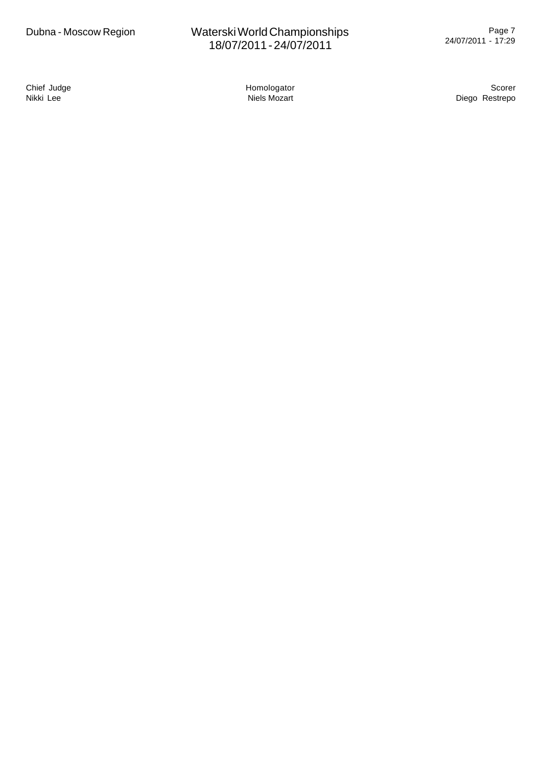| Chief Judge | Homologator | Scorer |
| --- | --- | --- |
| Nikki Lee | Niels Mozart | Diego Restrepo |